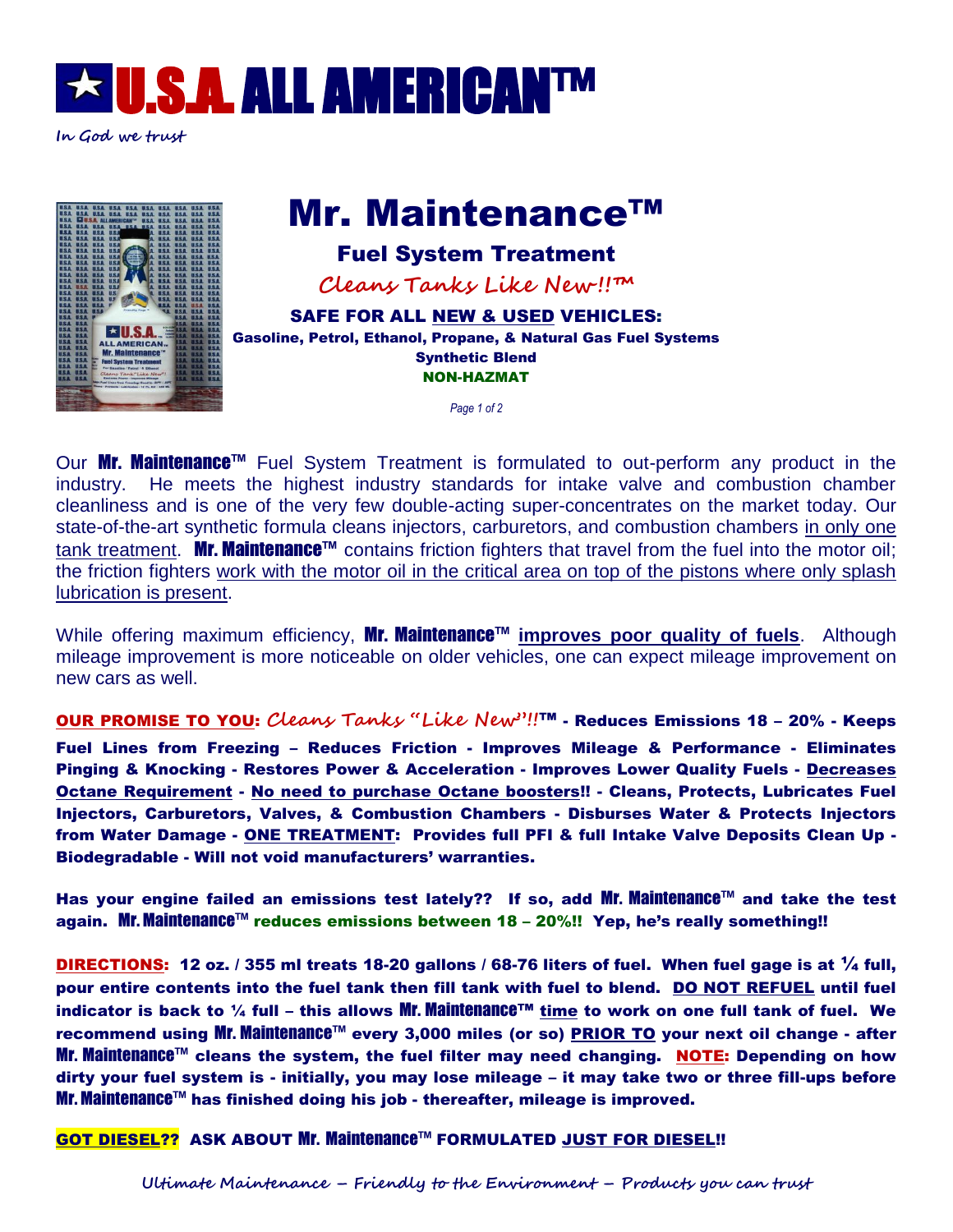# U.S.A. ALL AMERICAN™

*In God we trust*

# Mr. Maintenance™

## Fuel System Treatment

*Cleans Tanks Like New!!™*

**SAFE FOR ALL NEW & USED VEHICLES:**

**Gasoline, Petrol, Ethanol, Propane, & Natural Gas Fuel Systems**

**Synthetic Blend**

**NON-HAZMAT**

Our **Mr. Maintenance™** Fuel System Treatment is formulated to out-perform any product in the industry. He meets the highest industry standards for intake valve and combustion chamber cleanliness and is one of the very few double-acting super-concentrates on the market today. Our state-of-the-art synthetic formula cleans injectors, carburetors, and combustion chambers in only one tank treatment. **Mr. Maintenance™** contains friction fighters that travel from the fuel into the motor oil; the friction fighters work with the motor oil in the critical area on top of the pistons where only splash lubrication is present.

While offering maximum efficiency, **Mr. Maintenance™** **improves poor quality of fuels**. Although mileage improvement is more noticeable on older vehicles, one can expect mileage improvement on new cars as well.

**OUR PROMISE TO YOU:** *Cleans Tanks "Like New"!!*™ **- Reduces Emissions 18 – 20% - Keeps Fuel Lines from Freezing – Reduces Friction - Improves Mileage & Performance - Eliminates Pinging & Knocking - Restores Power & Acceleration - Improves Lower Quality Fuels - Decreases Octane Requirement - No need to purchase Octane boosters!! - Cleans, Protects, Lubricates Fuel Injectors, Carburetors, Valves, & Combustion Chambers - Disburses Water & Protects Injectors from Water Damage - ONE TREATMENT: Provides full PFI & full Intake Valve Deposits Clean Up - Biodegradable - Will not void manufacturers' warranties.**

**Has your engine failed an emissions test lately?? If so, add Mr. Maintenance™ and take the test again. Mr. Maintenance™ reduces emissions between 18 – 20%!! Yep, he's really something!!**

**DIRECTIONS: 12 oz. / 355 ml treats 18-20 gallons / 68-76 liters of fuel. When fuel gage is at ¼ full, pour entire contents into the fuel tank then fill tank with fuel to blend. DO NOT REFUEL until fuel indicator is back to ¼ full – this allows Mr. Maintenance™ time to work on one full tank of fuel. We recommend using Mr. Maintenance™ every 3,000 miles (or so) PRIOR TO your next oil change - after Mr. Maintenance™ cleans the system, the fuel filter may need changing. NOTE: Depending on how dirty your fuel system is - initially, you may lose mileage – it may take two or three fill-ups before Mr. Maintenance™ has finished doing his job - thereafter, mileage is improved.**

**GOT DIESEL?? ASK ABOUT Mr. Maintenance™ FORMULATED JUST FOR DIESEL!!**

*Ultimate Maintenance – Friendly to the Environment – Products you can trust*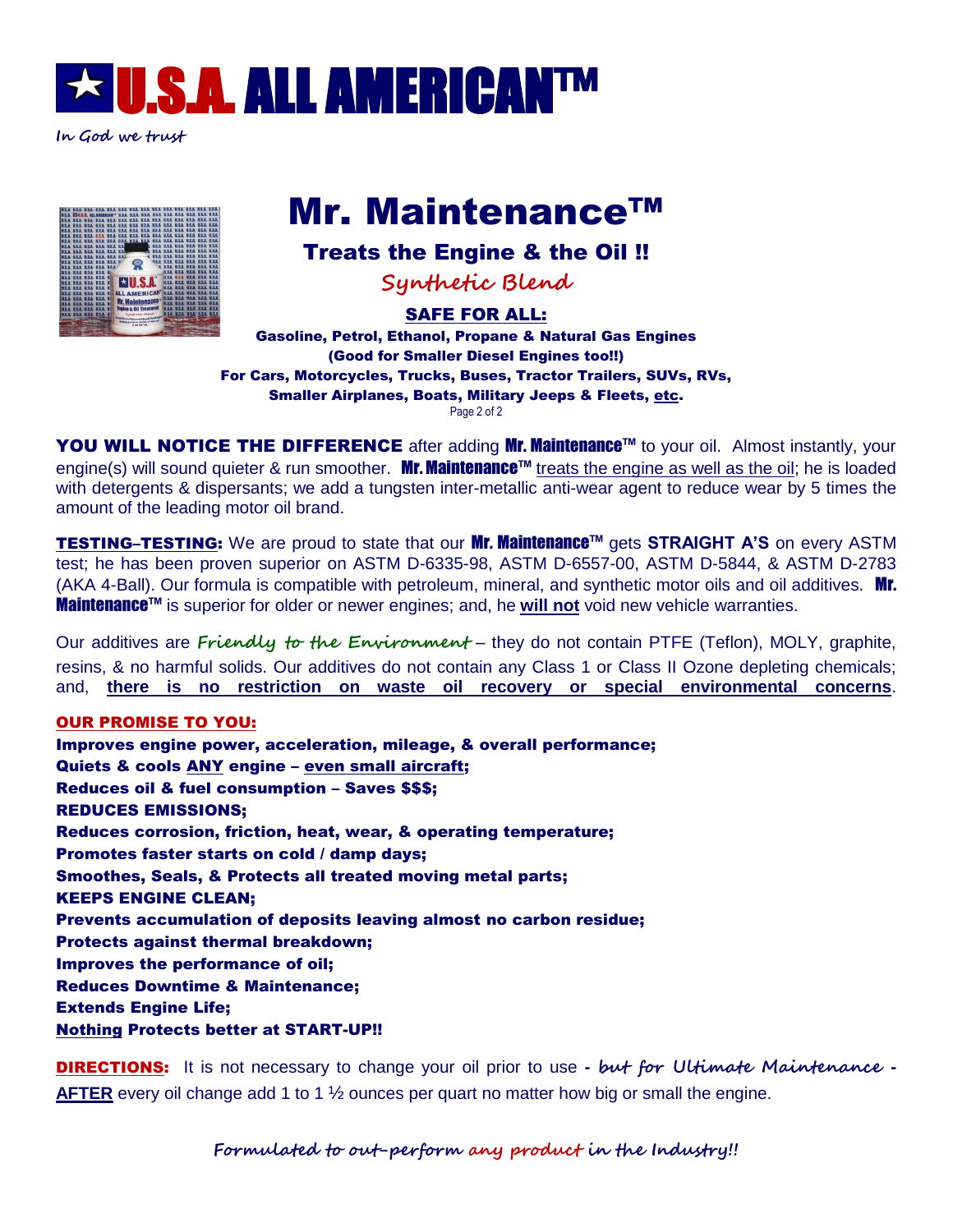# ★U.S.A. ALL AMERICAN™

*In God we trust*

# Mr. Maintenance™

## Treats the Engine & the Oil !!

*Synthetic Blend*

**SAFE FOR ALL:**

**Gasoline, Petrol, Ethanol, Propane & Natural Gas Engines**
**(Good for Smaller Diesel Engines too!!)**
**For Cars, Motorcycles, Trucks, Buses, Tractor Trailers, SUVs, RVs, Smaller Airplanes, Boats, Military Jeeps & Fleets, etc.**

**YOU WILL NOTICE THE DIFFERENCE** after adding **Mr. Maintenance™** to your oil. Almost instantly, your engine(s) will sound quieter & run smoother. **Mr. Maintenance™** treats the engine as well as the oil; he is loaded with detergents & dispersants; we add a tungsten inter-metallic anti-wear agent to reduce wear by 5 times the amount of the leading motor oil brand.

**TESTING–TESTING:** We are proud to state that our **Mr. Maintenance™** gets **STRAIGHT A'S** on every ASTM test; he has been proven superior on ASTM D-6335-98, ASTM D-6557-00, ASTM D-5844, & ASTM D-2783 (AKA 4-Ball). Our formula is compatible with petroleum, mineral, and synthetic motor oils and oil additives. **Mr. Maintenance™** is superior for older or newer engines; and, he **will not** void new vehicle warranties.

Our additives are ***Friendly to the Environment*** – they do not contain PTFE (Teflon), MOLY, graphite, resins, & no harmful solids. Our additives do not contain any Class 1 or Class II Ozone depleting chemicals; and, **there is no restriction on waste oil recovery or special environmental concerns**.

**OUR PROMISE TO YOU:**

**Improves engine power, acceleration, mileage, & overall performance;**
**Quiets & cools ANY engine – even small aircraft;**
**Reduces oil & fuel consumption – Saves $$$;**
**REDUCES EMISSIONS;**
**Reduces corrosion, friction, heat, wear, & operating temperature;**
**Promotes faster starts on cold / damp days;**
**Smoothes, Seals, & Protects all treated moving metal parts;**
**KEEPS ENGINE CLEAN;**
**Prevents accumulation of deposits leaving almost no carbon residue;**
**Protects against thermal breakdown;**
**Improves the performance of oil;**
**Reduces Downtime & Maintenance;**
**Extends Engine Life;**
**Nothing Protects better at START-UP!!**

**DIRECTIONS:** It is not necessary to change your oil prior to use - ***but for Ultimate Maintenance*** - **AFTER** every oil change add 1 to 1 ½ ounces per quart no matter how big or small the engine.

***Formulated to out-perform any product in the Industry!!***